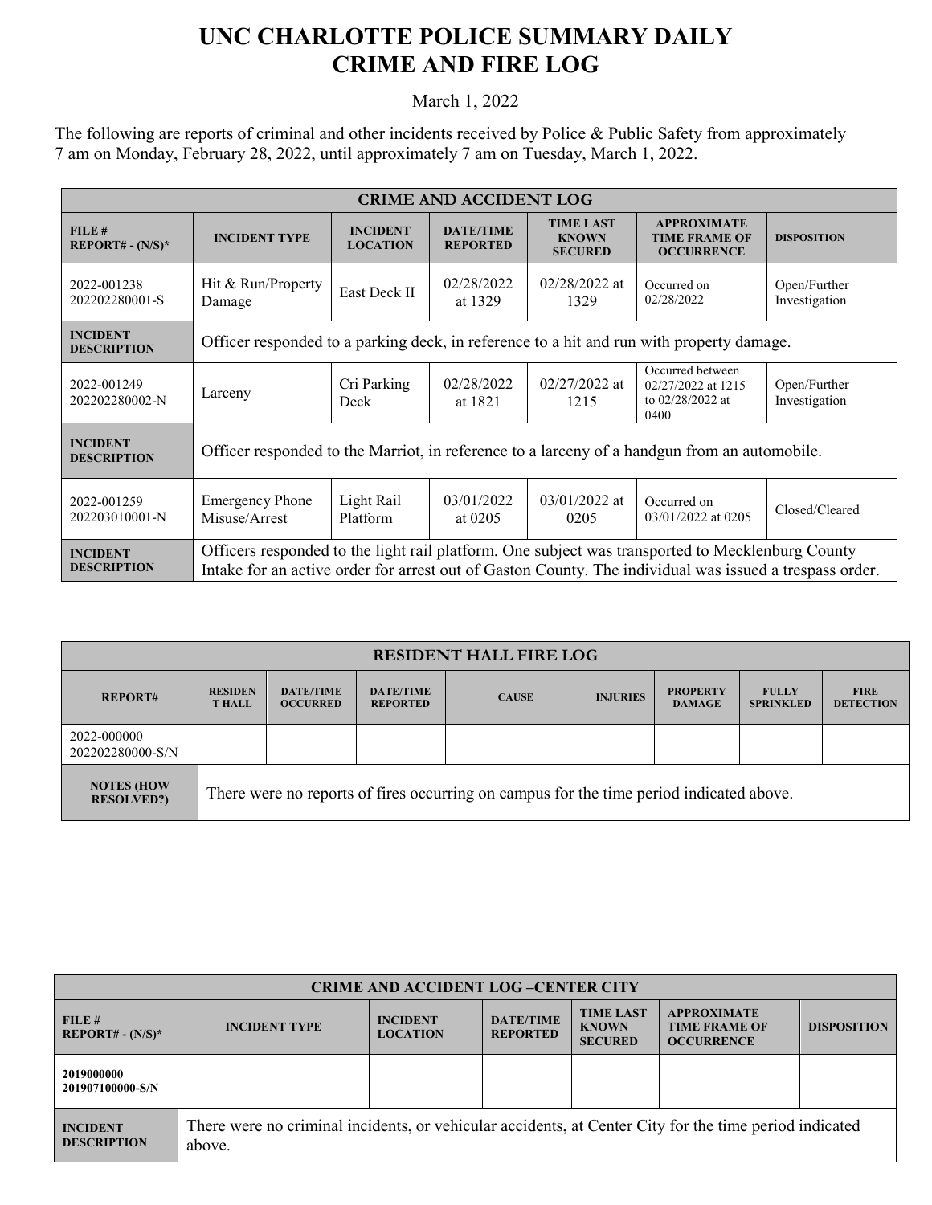# UNC CHARLOTTE POLICE SUMMARY DAILY CRIME AND FIRE LOG

March 1, 2022

The following are reports of criminal and other incidents received by Police & Public Safety from approximately 7 am on Monday, February 28, 2022, until approximately 7 am on Tuesday, March 1, 2022.

| CRIME AND ACCIDENT LOG | | | | | | |
|---|---|---|---|---|---|---|
| **FILE # REPORT# - (N/S)*** | **INCIDENT TYPE** | **INCIDENT LOCATION** | **DATE/TIME REPORTED** | **TIME LAST KNOWN SECURED** | **APPROXIMATE TIME FRAME OF OCCURRENCE** | **DISPOSITION** |
| 2022-001238 202202280001-S | Hit & Run/Property Damage | East Deck II | 02/28/2022 at 1329 | 02/28/2022 at 1329 | Occurred on 02/28/2022 | Open/Further Investigation |
| **INCIDENT DESCRIPTION** | Officer responded to a parking deck, in reference to a hit and run with property damage. | | | | | |
| 2022-001249 202202280002-N | Larceny | Cri Parking Deck | 02/28/2022 at 1821 | 02/27/2022 at 1215 | Occurred between 02/27/2022 at 1215 to 02/28/2022 at 0400 | Open/Further Investigation |
| **INCIDENT DESCRIPTION** | Officer responded to the Marriot, in reference to a larceny of a handgun from an automobile. | | | | | |
| 2022-001259 202203010001-N | Emergency Phone Misuse/Arrest | Light Rail Platform | 03/01/2022 at 0205 | 03/01/2022 at 0205 | Occurred on 03/01/2022 at 0205 | Closed/Cleared |
| **INCIDENT DESCRIPTION** | Officers responded to the light rail platform. One subject was transported to Mecklenburg County Intake for an active order for arrest out of Gaston County. The individual was issued a trespass order. | | | | | |

| RESIDENT HALL FIRE LOG | | | | | | | | |
|---|---|---|---|---|---|---|---|---|
| **REPORT#** | **RESIDEN T HALL** | **DATE/TIME OCCURRED** | **DATE/TIME REPORTED** | **CAUSE** | **INJURIES** | **PROPERTY DAMAGE** | **FULLY SPRINKLED** | **FIRE DETECTION** |
| 2022-000000 202202280000-S/N | | | | | | | | |
| **NOTES (HOW RESOLVED?)** | There were no reports of fires occurring on campus for the time period indicated above. | | | | | | | |

| CRIME AND ACCIDENT LOG –CENTER CITY | | | | | | |
|---|---|---|---|---|---|---|
| **FILE # REPORT# - (N/S)*** | **INCIDENT TYPE** | **INCIDENT LOCATION** | **DATE/TIME REPORTED** | **TIME LAST KNOWN SECURED** | **APPROXIMATE TIME FRAME OF OCCURRENCE** | **DISPOSITION** |
| **2019000000 201907100000-S/N** | | | | | | |
| **INCIDENT DESCRIPTION** | There were no criminal incidents, or vehicular accidents, at Center City for the time period indicated above. | | | | | |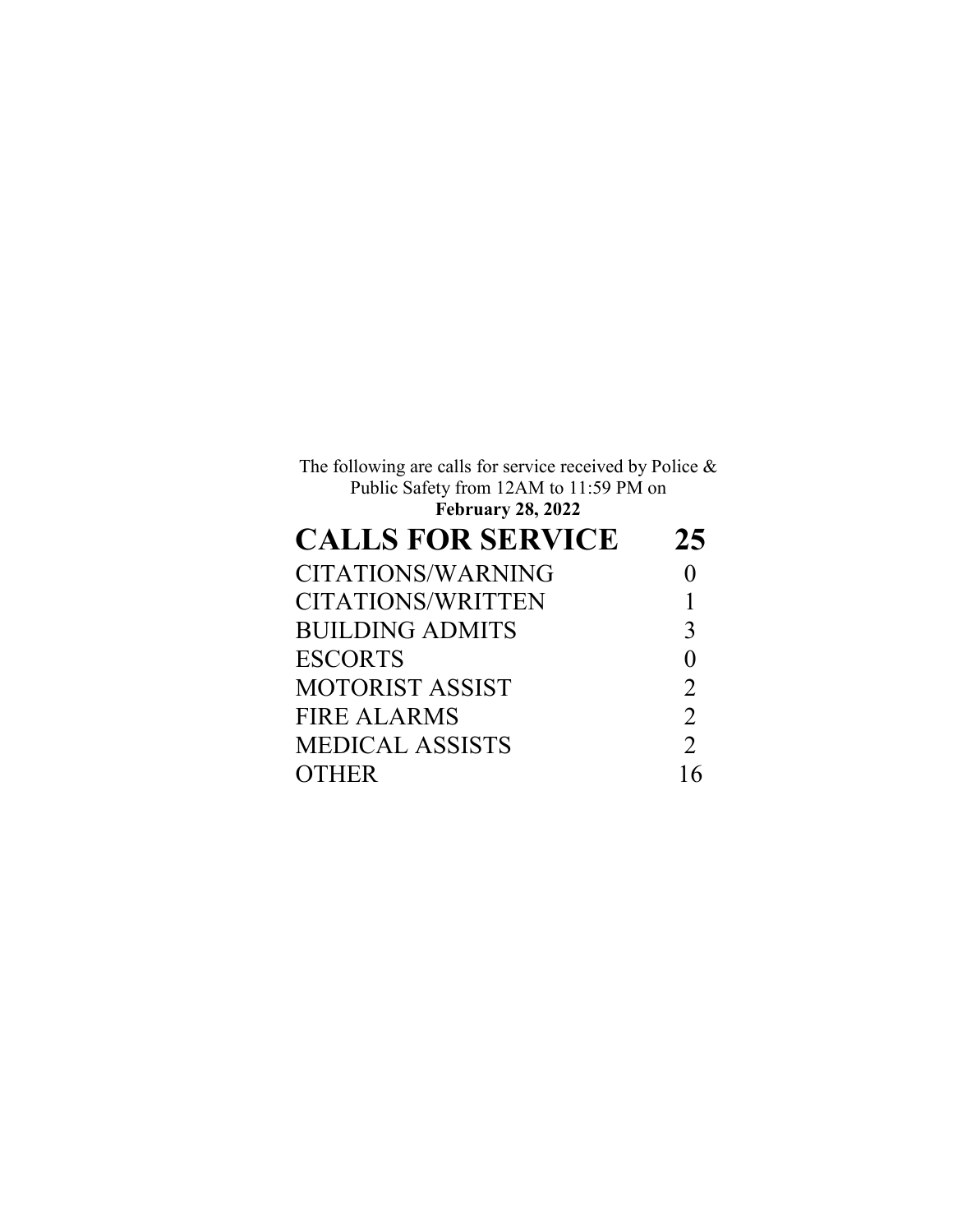The following are calls for service received by Police & Public Safety from 12AM to 11:59 PM on

**February 28, 2022**

| | |
|---|---|
| **CALLS FOR SERVICE** | **25** |
| CITATIONS/WARNING | 0 |
| CITATIONS/WRITTEN | 1 |
| BUILDING ADMITS | 3 |
| ESCORTS | 0 |
| MOTORIST ASSIST | 2 |
| FIRE ALARMS | 2 |
| MEDICAL ASSISTS | 2 |
| OTHER | 16 |